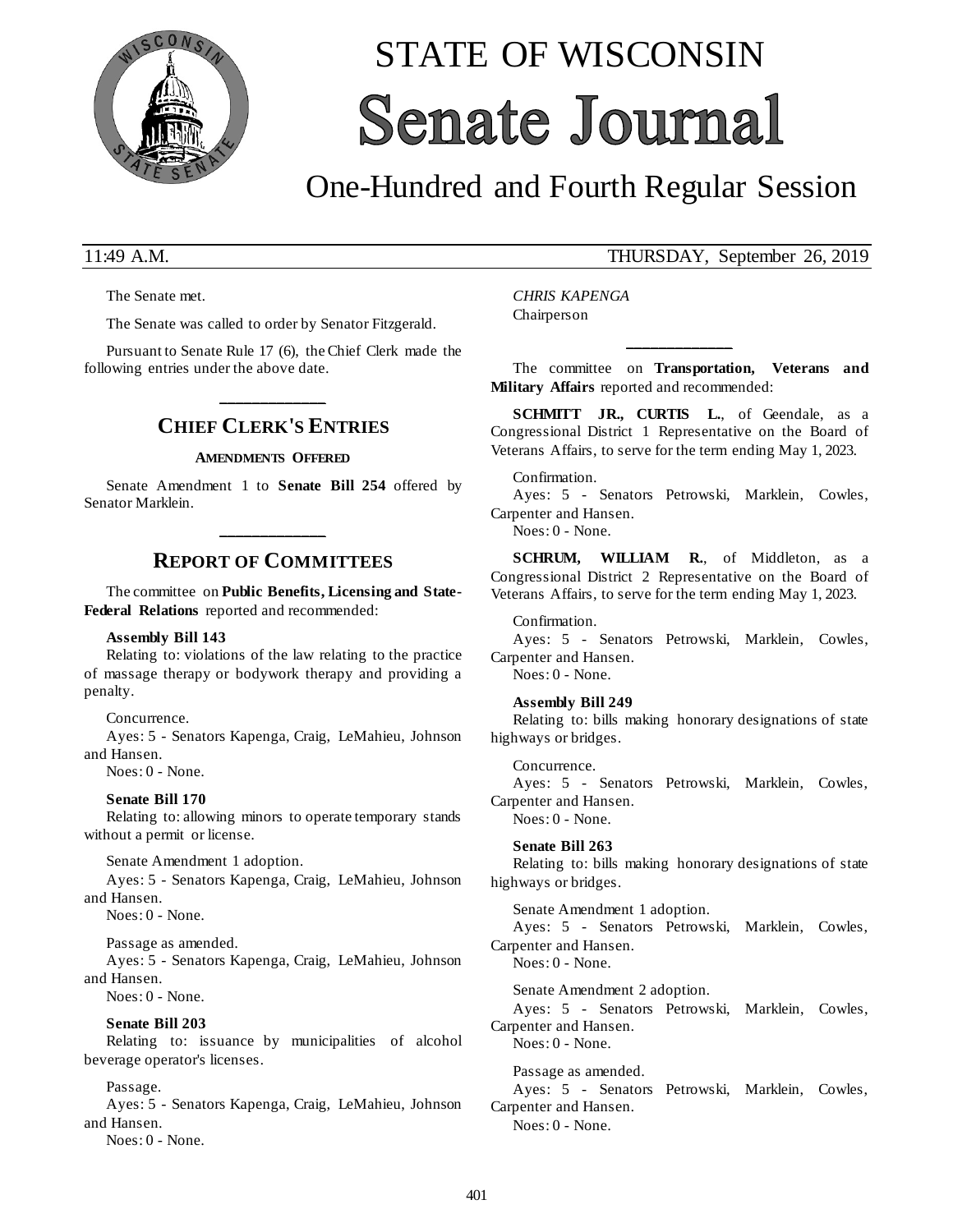# STATE OF WISCONSIN
# Senate Journal
## One-Hundred and Fourth Regular Session

11:49 A.M. THURSDAY, September 26, 2019

The Senate met.

The Senate was called to order by Senator Fitzgerald.

Pursuant to Senate Rule 17 (6), the Chief Clerk made the following entries under the above date.

## CHIEF CLERK'S ENTRIES

### AMENDMENTS OFFERED

Senate Amendment 1 to **Senate Bill 254** offered by Senator Marklein.

## REPORT OF COMMITTEES

The committee on **Public Benefits, Licensing and State-Federal Relations** reported and recommended:

**Assembly Bill 143**

Relating to: violations of the law relating to the practice of massage therapy or bodywork therapy and providing a penalty.

Concurrence.

Ayes: 5 - Senators Kapenga, Craig, LeMahieu, Johnson and Hansen.

Noes: 0 - None.

**Senate Bill 170**

Relating to: allowing minors to operate temporary stands without a permit or license.

Senate Amendment 1 adoption.

Ayes: 5 - Senators Kapenga, Craig, LeMahieu, Johnson and Hansen.

Noes: 0 - None.

Passage as amended.

Ayes: 5 - Senators Kapenga, Craig, LeMahieu, Johnson and Hansen.

Noes: 0 - None.

**Senate Bill 203**

Relating to: issuance by municipalities of alcohol beverage operator's licenses.

Passage.

Ayes: 5 - Senators Kapenga, Craig, LeMahieu, Johnson and Hansen.

Noes: 0 - None.

*CHRIS KAPENGA*
Chairperson

The committee on **Transportation, Veterans and Military Affairs** reported and recommended:

**SCHMITT JR., CURTIS L.**, of Geendale, as a Congressional District 1 Representative on the Board of Veterans Affairs, to serve for the term ending May 1, 2023.

Confirmation.

Ayes: 5 - Senators Petrowski, Marklein, Cowles, Carpenter and Hansen.

Noes: 0 - None.

**SCHRUM, WILLIAM R.**, of Middleton, as a Congressional District 2 Representative on the Board of Veterans Affairs, to serve for the term ending May 1, 2023.

Confirmation.

Ayes: 5 - Senators Petrowski, Marklein, Cowles, Carpenter and Hansen.

Noes: 0 - None.

**Assembly Bill 249**

Relating to: bills making honorary designations of state highways or bridges.

Concurrence.

Ayes: 5 - Senators Petrowski, Marklein, Cowles, Carpenter and Hansen.

Noes: 0 - None.

**Senate Bill 263**

Relating to: bills making honorary designations of state highways or bridges.

Senate Amendment 1 adoption.

Ayes: 5 - Senators Petrowski, Marklein, Cowles, Carpenter and Hansen.

Noes: 0 - None.

Senate Amendment 2 adoption.

Ayes: 5 - Senators Petrowski, Marklein, Cowles, Carpenter and Hansen.

Noes: 0 - None.

Passage as amended.

Ayes: 5 - Senators Petrowski, Marklein, Cowles, Carpenter and Hansen.

Noes: 0 - None.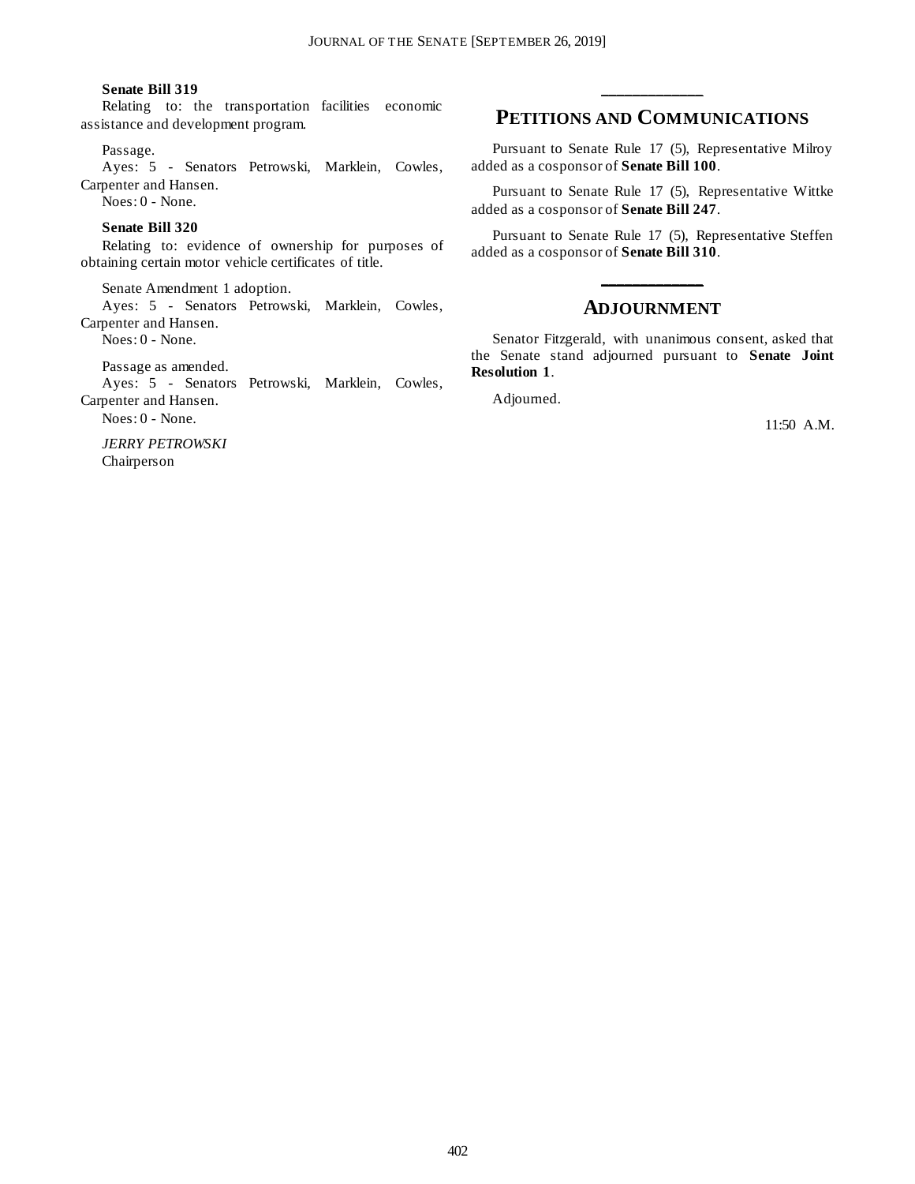**Senate Bill 319**

Relating to: the transportation facilities economic assistance and development program.

Passage.

Ayes: 5 - Senators Petrowski, Marklein, Cowles, Carpenter and Hansen.

Noes: 0 - None.

**Senate Bill 320**

Relating to: evidence of ownership for purposes of obtaining certain motor vehicle certificates of title.

Senate Amendment 1 adoption.

Ayes: 5 - Senators Petrowski, Marklein, Cowles, Carpenter and Hansen.

Noes: 0 - None.

Passage as amended.

Ayes: 5 - Senators Petrowski, Marklein, Cowles, Carpenter and Hansen.

Noes: 0 - None.

*JERRY PETROWSKI*
Chairperson

---

## PETITIONS AND COMMUNICATIONS

Pursuant to Senate Rule 17 (5), Representative Milroy added as a cosponsor of **Senate Bill 100**.

Pursuant to Senate Rule 17 (5), Representative Wittke added as a cosponsor of **Senate Bill 247**.

Pursuant to Senate Rule 17 (5), Representative Steffen added as a cosponsor of **Senate Bill 310**.

---

## ADJOURNMENT

Senator Fitzgerald, with unanimous consent, asked that the Senate stand adjourned pursuant to **Senate Joint Resolution 1**.

Adjourned.

11:50 A.M.